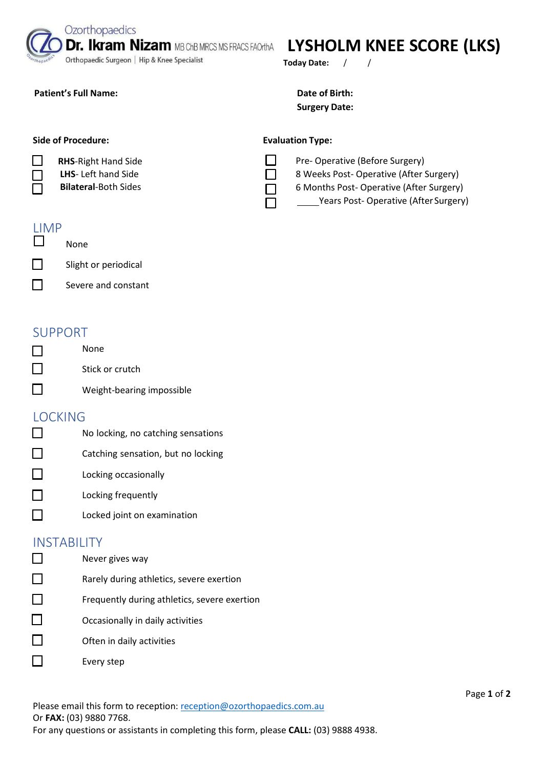Ozorthopaedics
**Dr. Ikram Nizam** MB ChB MRCS MS FRACS FAOrthA
Orthopaedic Surgeon | Hip & Knee Specialist

# LYSHOLM KNEE SCORE (LKS)

**Today Date:** / /

**Patient's Full Name:**

**Date of Birth:**

**Surgery Date:**

**Side of Procedure:**

- ☐ **RHS**-Right Hand Side
- ☐ **LHS**- Left hand Side
- ☐ **Bilateral**-Both Sides

**Evaluation Type:**

- ☐ Pre- Operative (Before Surgery)
- ☐ 8 Weeks Post- Operative (After Surgery)
- ☐ 6 Months Post- Operative (After Surgery)
- ☐ _____Years Post- Operative (After Surgery)

## LIMP

- ☐ None
- ☐ Slight or periodical
- ☐ Severe and constant

## SUPPORT

- ☐ None
- ☐ Stick or crutch
- ☐ Weight-bearing impossible

## LOCKING

- ☐ No locking, no catching sensations
- ☐ Catching sensation, but no locking
- ☐ Locking occasionally
- ☐ Locking frequently
- ☐ Locked joint on examination

## INSTABILITY

- ☐ Never gives way
- ☐ Rarely during athletics, severe exertion
- ☐ Frequently during athletics, severe exertion
- ☐ Occasionally in daily activities
- ☐ Often in daily activities
- ☐ Every step

Please email this form to reception: reception@ozorthopaedics.com.au
Or **FAX:** (03) 9880 7768.
For any questions or assistants in completing this form, please **CALL:** (03) 9888 4938.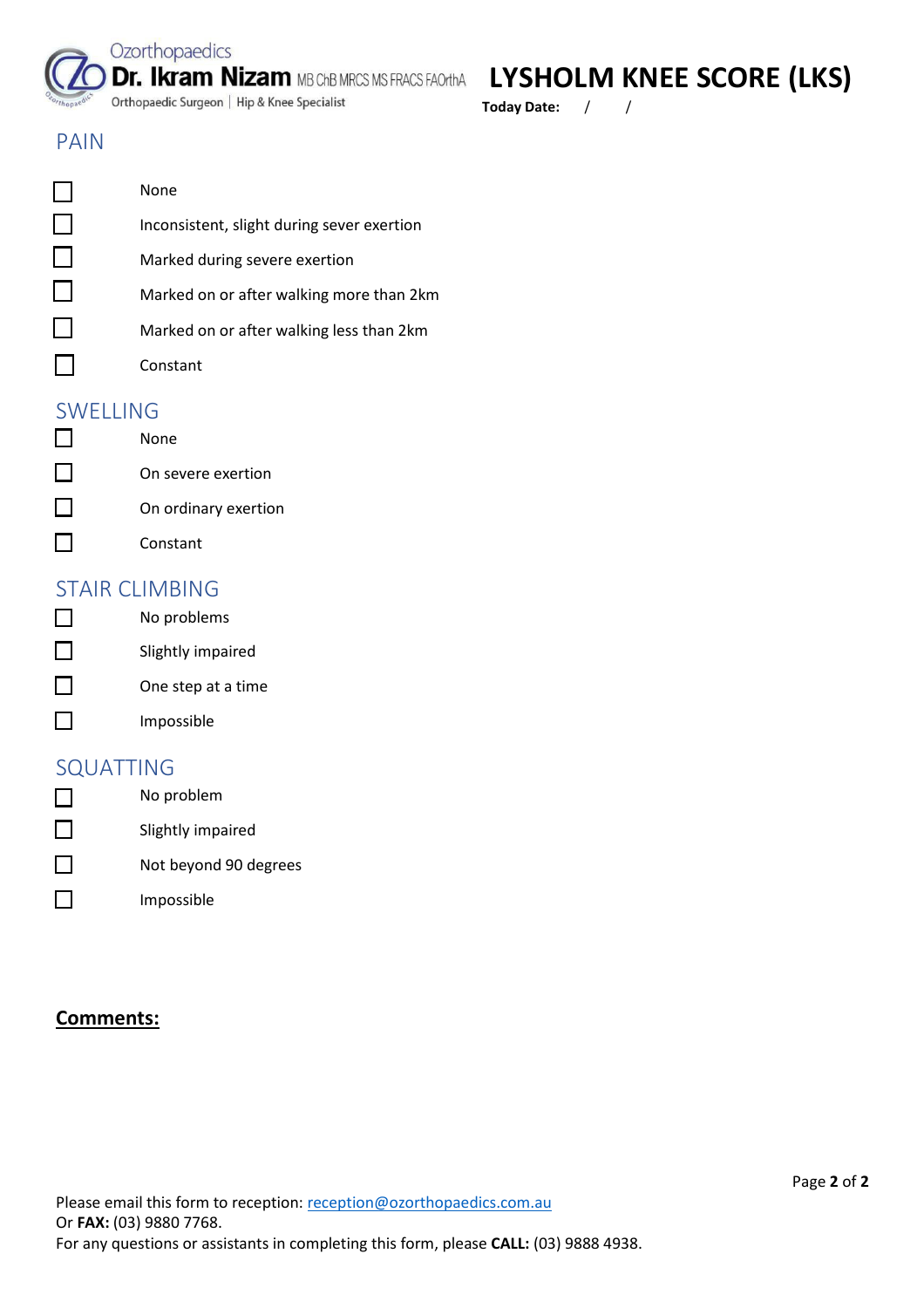Ozorthopaedics
**Dr. Ikram Nizam** MB ChB MRCS MS FRACS FAOrthA
Orthopaedic Surgeon | Hip & Knee Specialist

# LYSHOLM KNEE SCORE (LKS)

**Today Date:** / /

## PAIN

- ☐ None
- ☐ Inconsistent, slight during sever exertion
- ☐ Marked during severe exertion
- ☐ Marked on or after walking more than 2km
- ☐ Marked on or after walking less than 2km
- ☐ Constant

## SWELLING

- ☐ None
- ☐ On severe exertion
- ☐ On ordinary exertion
- ☐ Constant

## STAIR CLIMBING

- ☐ No problems
- ☐ Slightly impaired
- ☐ One step at a time
- ☐ Impossible

## SQUATTING

- ☐ No problem
- ☐ Slightly impaired
- ☐ Not beyond 90 degrees
- ☐ Impossible

**Comments:**

Please email this form to reception: reception@ozorthopaedics.com.au
Or **FAX:** (03) 9880 7768.
For any questions or assistants in completing this form, please **CALL:** (03) 9888 4938.